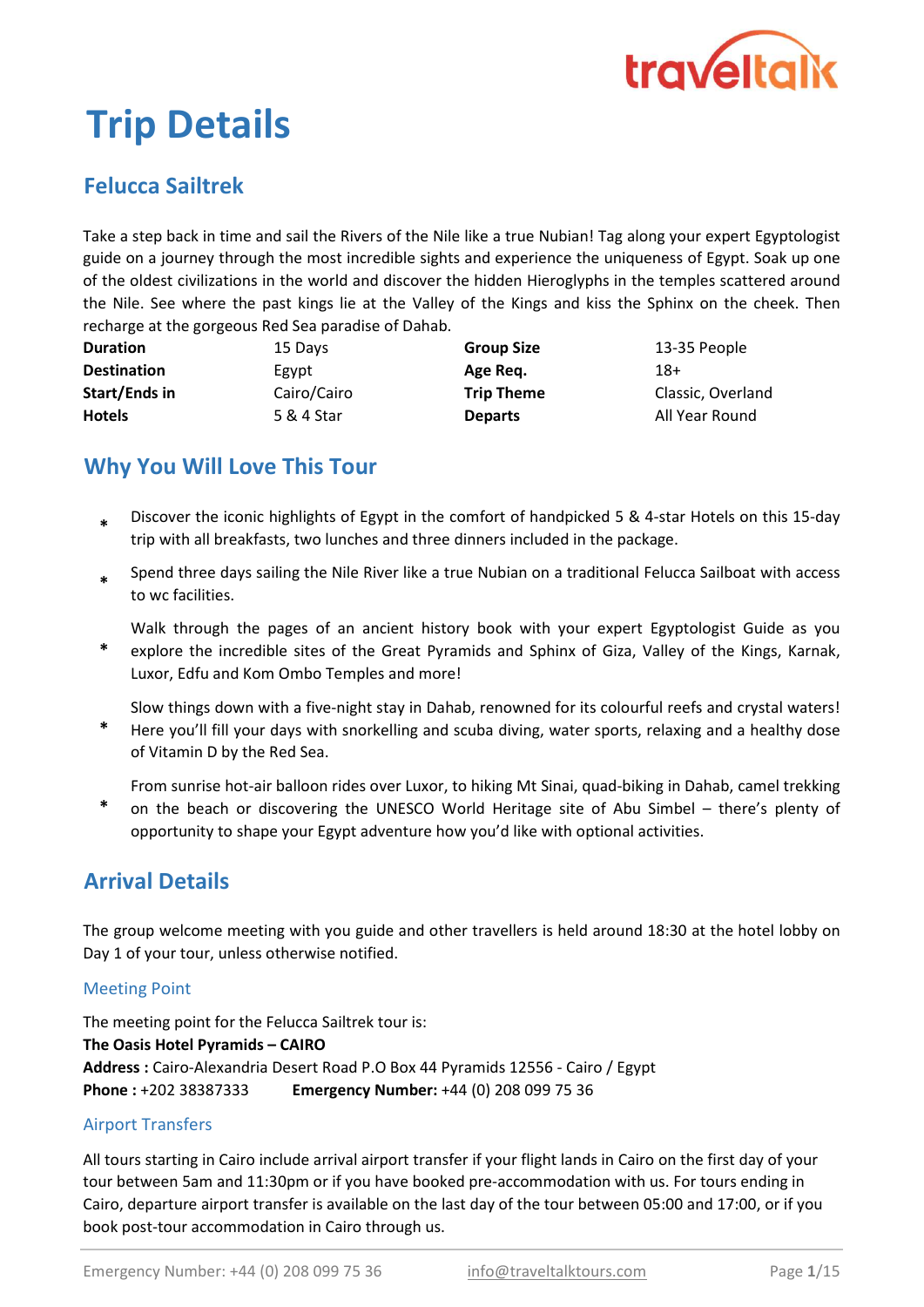# Trip Details

## Felucca Sailtrek

Take a step back in time and sail the Rivers of the Nile like a true Nubian! Tag along your expert Egyptologist guide on a journey through the most incredible sights and experience the uniqueness of Egypt. Soak up one of the oldest civilizations in the world and discover the hidden Hieroglyphs in the temples scattered around the Nile. See where the past kings lie at the Valley of the Kings and kiss the Sphinx on the cheek. Then recharge at the gorgeous Red Sea paradise of Dahab.

| | | | |
|---|---|---|---|
| **Duration** | 15 Days | **Group Size** | 13-35 People |
| **Destination** | Egypt | **Age Req.** | 18+ |
| **Start/Ends in** | Cairo/Cairo | **Trip Theme** | Classic, Overland |
| **Hotels** | 5 & 4 Star | **Departs** | All Year Round |

## Why You Will Love This Tour

* Discover the iconic highlights of Egypt in the comfort of handpicked 5 & 4-star Hotels on this 15-day trip with all breakfasts, two lunches and three dinners included in the package.
* Spend three days sailing the Nile River like a true Nubian on a traditional Felucca Sailboat with access to wc facilities.
* Walk through the pages of an ancient history book with your expert Egyptologist Guide as you explore the incredible sites of the Great Pyramids and Sphinx of Giza, Valley of the Kings, Karnak, Luxor, Edfu and Kom Ombo Temples and more!
* Slow things down with a five-night stay in Dahab, renowned for its colourful reefs and crystal waters! Here you'll fill your days with snorkelling and scuba diving, water sports, relaxing and a healthy dose of Vitamin D by the Red Sea.
* From sunrise hot-air balloon rides over Luxor, to hiking Mt Sinai, quad-biking in Dahab, camel trekking on the beach or discovering the UNESCO World Heritage site of Abu Simbel – there's plenty of opportunity to shape your Egypt adventure how you'd like with optional activities.

## Arrival Details

The group welcome meeting with you guide and other travellers is held around 18:30 at the hotel lobby on Day 1 of your tour, unless otherwise notified.

### Meeting Point

The meeting point for the Felucca Sailtrek tour is:
**The Oasis Hotel Pyramids – CAIRO**
**Address :** Cairo-Alexandria Desert Road P.O Box 44 Pyramids 12556 - Cairo / Egypt
**Phone :** +202 38387333 **Emergency Number:** +44 (0) 208 099 75 36

### Airport Transfers

All tours starting in Cairo include arrival airport transfer if your flight lands in Cairo on the first day of your tour between 5am and 11:30pm or if you have booked pre-accommodation with us. For tours ending in Cairo, departure airport transfer is available on the last day of the tour between 05:00 and 17:00, or if you book post-tour accommodation in Cairo through us.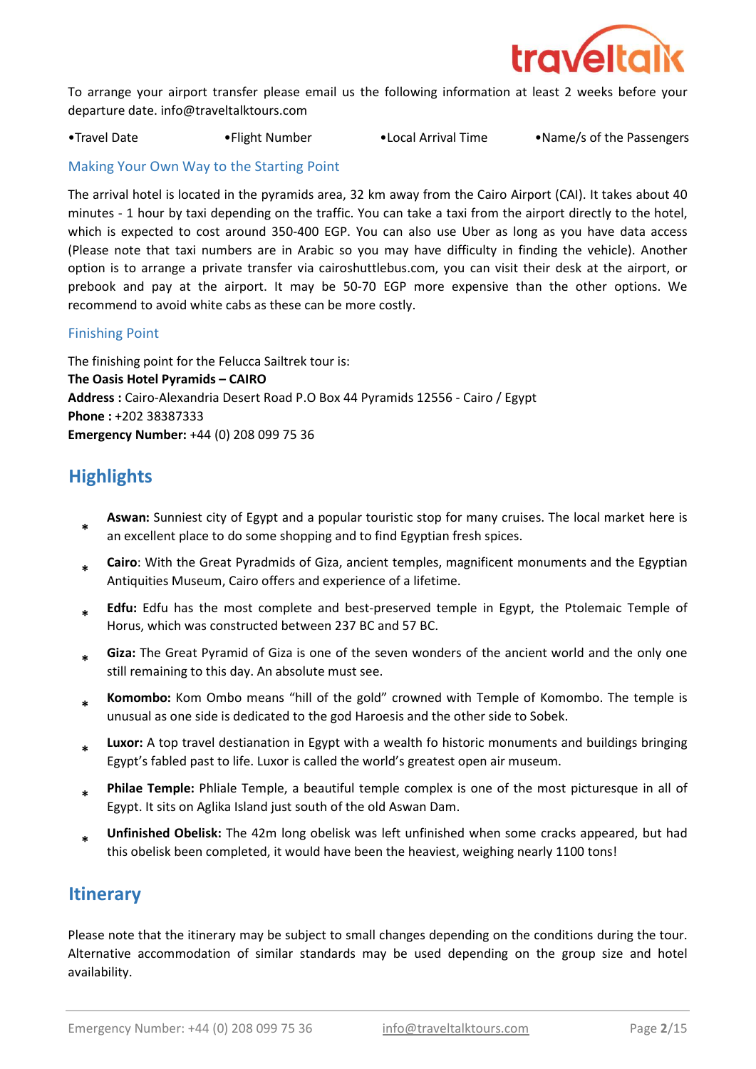To arrange your airport transfer please email us the following information at least 2 weeks before your departure date. info@traveltalktours.com

- Travel Date
- Flight Number
- Local Arrival Time
- Name/s of the Passengers

### Making Your Own Way to the Starting Point

The arrival hotel is located in the pyramids area, 32 km away from the Cairo Airport (CAI). It takes about 40 minutes - 1 hour by taxi depending on the traffic. You can take a taxi from the airport directly to the hotel, which is expected to cost around 350-400 EGP. You can also use Uber as long as you have data access (Please note that taxi numbers are in Arabic so you may have difficulty in finding the vehicle). Another option is to arrange a private transfer via cairoshuttlebus.com, you can visit their desk at the airport, or prebook and pay at the airport. It may be 50-70 EGP more expensive than the other options. We recommend to avoid white cabs as these can be more costly.

### Finishing Point

The finishing point for the Felucca Sailtrek tour is:
**The Oasis Hotel Pyramids – CAIRO**
**Address :** Cairo-Alexandria Desert Road P.O Box 44 Pyramids 12556 - Cairo / Egypt
**Phone :** +202 38387333
**Emergency Number:** +44 (0) 208 099 75 36

## Highlights

- **Aswan:** Sunniest city of Egypt and a popular touristic stop for many cruises. The local market here is an excellent place to do some shopping and to find Egyptian fresh spices.
- **Cairo**: With the Great Pyradmids of Giza, ancient temples, magnificent monuments and the Egyptian Antiquities Museum, Cairo offers and experience of a lifetime.
- **Edfu:** Edfu has the most complete and best-preserved temple in Egypt, the Ptolemaic Temple of Horus, which was constructed between 237 BC and 57 BC.
- **Giza:** The Great Pyramid of Giza is one of the seven wonders of the ancient world and the only one still remaining to this day. An absolute must see.
- **Komombo:** Kom Ombo means “hill of the gold” crowned with Temple of Komombo. The temple is unusual as one side is dedicated to the god Haroesis and the other side to Sobek.
- **Luxor:** A top travel destianation in Egypt with a wealth fo historic monuments and buildings bringing Egypt’s fabled past to life. Luxor is called the world’s greatest open air museum.
- **Philae Temple:** Phliale Temple, a beautiful temple complex is one of the most picturesque in all of Egypt. It sits on Aglika Island just south of the old Aswan Dam.
- **Unfinished Obelisk:** The 42m long obelisk was left unfinished when some cracks appeared, but had this obelisk been completed, it would have been the heaviest, weighing nearly 1100 tons!

## Itinerary

Please note that the itinerary may be subject to small changes depending on the conditions during the tour. Alternative accommodation of similar standards may be used depending on the group size and hotel availability.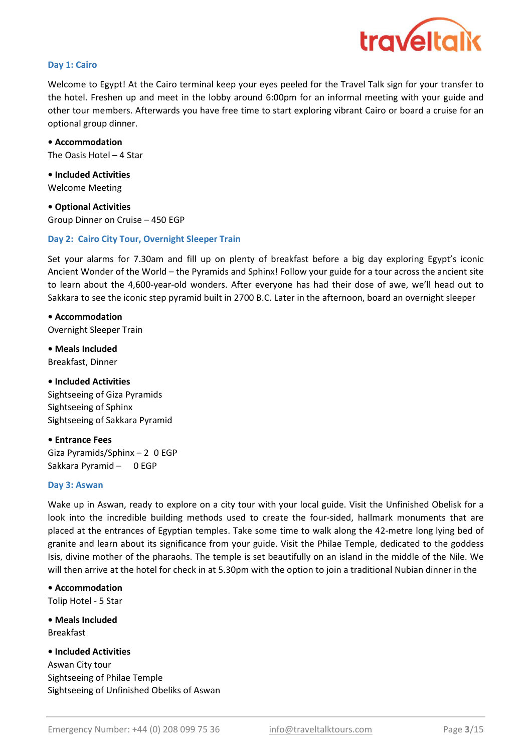## Day 1: Cairo

Welcome to Egypt! At the Cairo terminal keep your eyes peeled for the Travel Talk sign for your transfer to the hotel. Freshen up and meet in the lobby around 6:00pm for an informal meeting with your guide and other tour members. Afterwards you have free time to start exploring vibrant Cairo or board a cruise for an optional group dinner.

- **Accommodation**

The Oasis Hotel – 4 Star

- **Included Activities**

Welcome Meeting

- **Optional Activities**

Group Dinner on Cruise – 450 EGP

## Day 2: Cairo City Tour, Overnight Sleeper Train

Set your alarms for 7.30am and fill up on plenty of breakfast before a big day exploring Egypt's iconic Ancient Wonder of the World – the Pyramids and Sphinx! Follow your guide for a tour across the ancient site to learn about the 4,600-year-old wonders. After everyone has had their dose of awe, we'll head out to Sakkara to see the iconic step pyramid built in 2700 B.C. Later in the afternoon, board an overnight sleeper

- **Accommodation**

Overnight Sleeper Train

- **Meals Included**

Breakfast, Dinner

- **Included Activities**

Sightseeing of Giza Pyramids
Sightseeing of Sphinx
Sightseeing of Sakkara Pyramid

- **Entrance Fees**

Giza Pyramids/Sphinx – 2 0 EGP
Sakkara Pyramid – 0 EGP

## Day 3: Aswan

Wake up in Aswan, ready to explore on a city tour with your local guide. Visit the Unfinished Obelisk for a look into the incredible building methods used to create the four-sided, hallmark monuments that are placed at the entrances of Egyptian temples. Take some time to walk along the 42-metre long lying bed of granite and learn about its significance from your guide. Visit the Philae Temple, dedicated to the goddess Isis, divine mother of the pharaohs. The temple is set beautifully on an island in the middle of the Nile. We will then arrive at the hotel for check in at 5.30pm with the option to join a traditional Nubian dinner in the

- **Accommodation**

Tolip Hotel - 5 Star

- **Meals Included**

Breakfast

- **Included Activities**

Aswan City tour
Sightseeing of Philae Temple
Sightseeing of Unfinished Obeliks of Aswan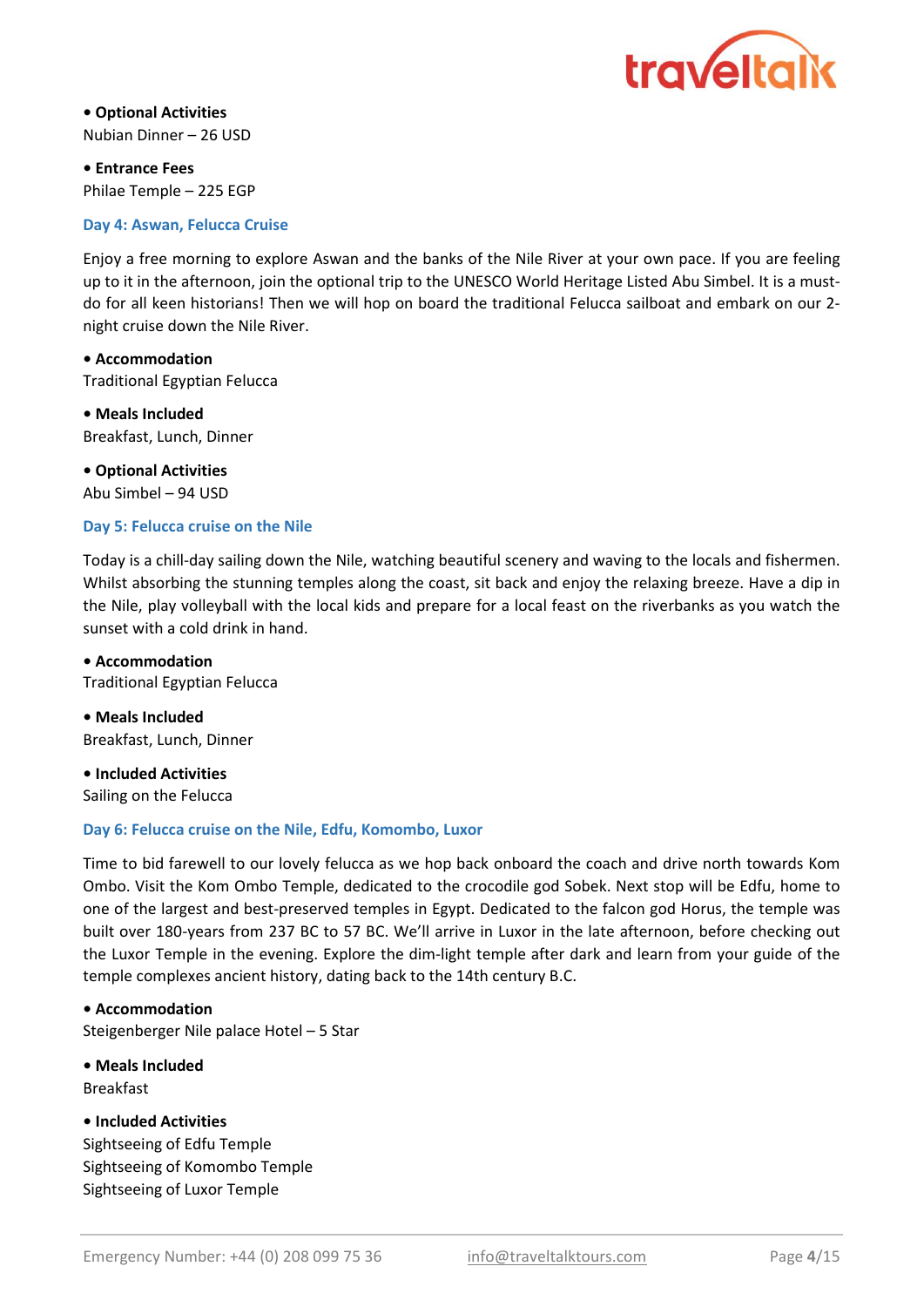**• Optional Activities**
Nubian Dinner – 26 USD

**• Entrance Fees**
Philae Temple – 225 EGP

### Day 4: Aswan, Felucca Cruise

Enjoy a free morning to explore Aswan and the banks of the Nile River at your own pace. If you are feeling up to it in the afternoon, join the optional trip to the UNESCO World Heritage Listed Abu Simbel. It is a must-do for all keen historians! Then we will hop on board the traditional Felucca sailboat and embark on our 2-night cruise down the Nile River.

**• Accommodation**
Traditional Egyptian Felucca

**• Meals Included**
Breakfast, Lunch, Dinner

**• Optional Activities**
Abu Simbel – 94 USD

### Day 5: Felucca cruise on the Nile

Today is a chill-day sailing down the Nile, watching beautiful scenery and waving to the locals and fishermen. Whilst absorbing the stunning temples along the coast, sit back and enjoy the relaxing breeze. Have a dip in the Nile, play volleyball with the local kids and prepare for a local feast on the riverbanks as you watch the sunset with a cold drink in hand.

**• Accommodation**
Traditional Egyptian Felucca

**• Meals Included**
Breakfast, Lunch, Dinner

**• Included Activities**
Sailing on the Felucca

### Day 6: Felucca cruise on the Nile, Edfu, Komombo, Luxor

Time to bid farewell to our lovely felucca as we hop back onboard the coach and drive north towards Kom Ombo. Visit the Kom Ombo Temple, dedicated to the crocodile god Sobek. Next stop will be Edfu, home to one of the largest and best-preserved temples in Egypt. Dedicated to the falcon god Horus, the temple was built over 180-years from 237 BC to 57 BC. We'll arrive in Luxor in the late afternoon, before checking out the Luxor Temple in the evening. Explore the dim-light temple after dark and learn from your guide of the temple complexes ancient history, dating back to the 14th century B.C.

**• Accommodation**
Steigenberger Nile palace Hotel – 5 Star

**• Meals Included**
Breakfast

**• Included Activities**
Sightseeing of Edfu Temple
Sightseeing of Komombo Temple
Sightseeing of Luxor Temple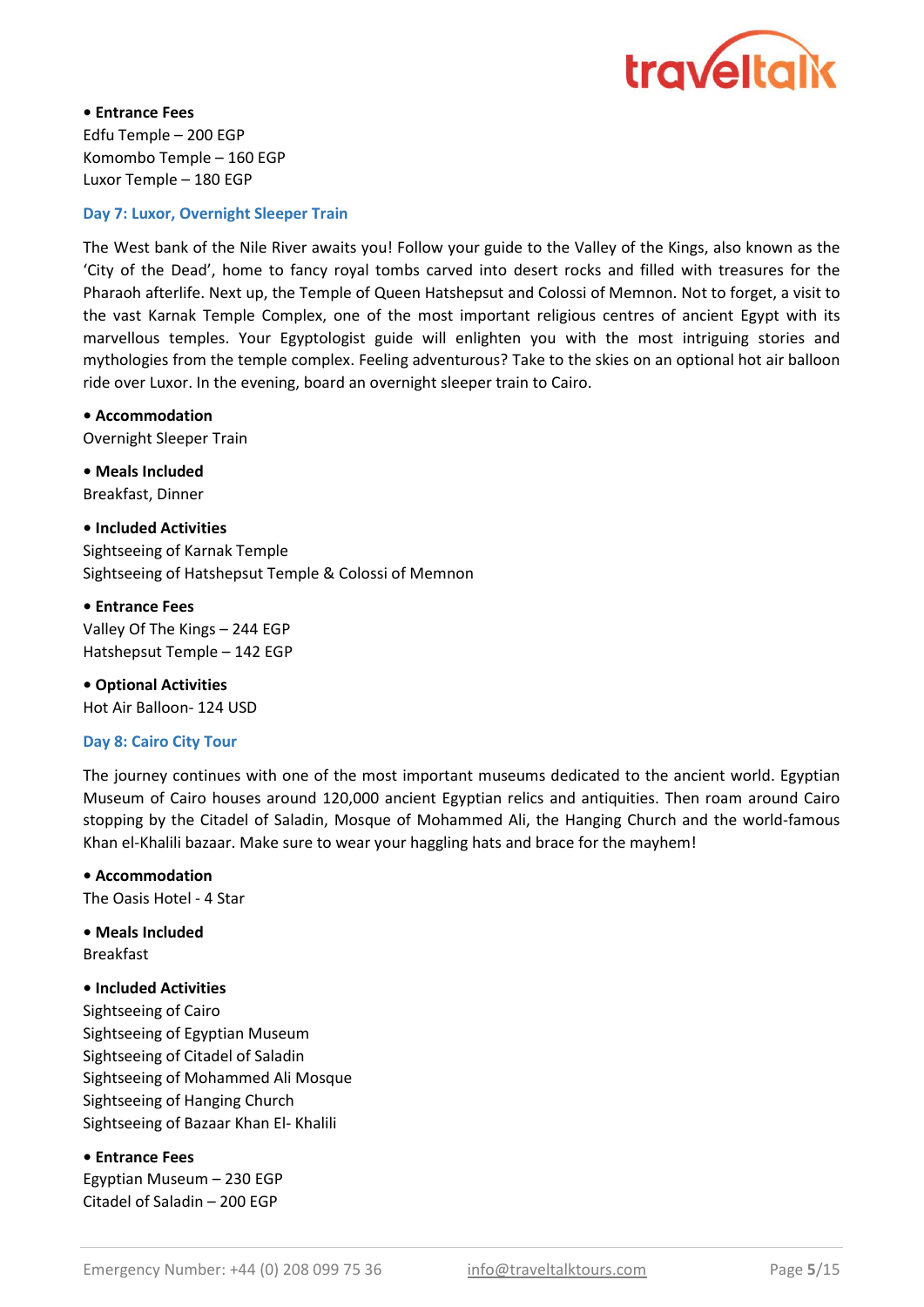• **Entrance Fees**
Edfu Temple – 200 EGP
Komombo Temple – 160 EGP
Luxor Temple – 180 EGP

### Day 7: Luxor, Overnight Sleeper Train

The West bank of the Nile River awaits you! Follow your guide to the Valley of the Kings, also known as the 'City of the Dead', home to fancy royal tombs carved into desert rocks and filled with treasures for the Pharaoh afterlife. Next up, the Temple of Queen Hatshepsut and Colossi of Memnon. Not to forget, a visit to the vast Karnak Temple Complex, one of the most important religious centres of ancient Egypt with its marvellous temples. Your Egyptologist guide will enlighten you with the most intriguing stories and mythologies from the temple complex. Feeling adventurous? Take to the skies on an optional hot air balloon ride over Luxor. In the evening, board an overnight sleeper train to Cairo.

• **Accommodation**
Overnight Sleeper Train

• **Meals Included**
Breakfast, Dinner

• **Included Activities**
Sightseeing of Karnak Temple
Sightseeing of Hatshepsut Temple & Colossi of Memnon

• **Entrance Fees**
Valley Of The Kings – 244 EGP
Hatshepsut Temple – 142 EGP

• **Optional Activities**
Hot Air Balloon- 124 USD

### Day 8: Cairo City Tour

The journey continues with one of the most important museums dedicated to the ancient world. Egyptian Museum of Cairo houses around 120,000 ancient Egyptian relics and antiquities. Then roam around Cairo stopping by the Citadel of Saladin, Mosque of Mohammed Ali, the Hanging Church and the world-famous Khan el-Khalili bazaar. Make sure to wear your haggling hats and brace for the mayhem!

• **Accommodation**
The Oasis Hotel - 4 Star

• **Meals Included**
Breakfast

• **Included Activities**
Sightseeing of Cairo
Sightseeing of Egyptian Museum
Sightseeing of Citadel of Saladin
Sightseeing of Mohammed Ali Mosque
Sightseeing of Hanging Church
Sightseeing of Bazaar Khan El- Khalili

• **Entrance Fees**
Egyptian Museum – 230 EGP
Citadel of Saladin – 200 EGP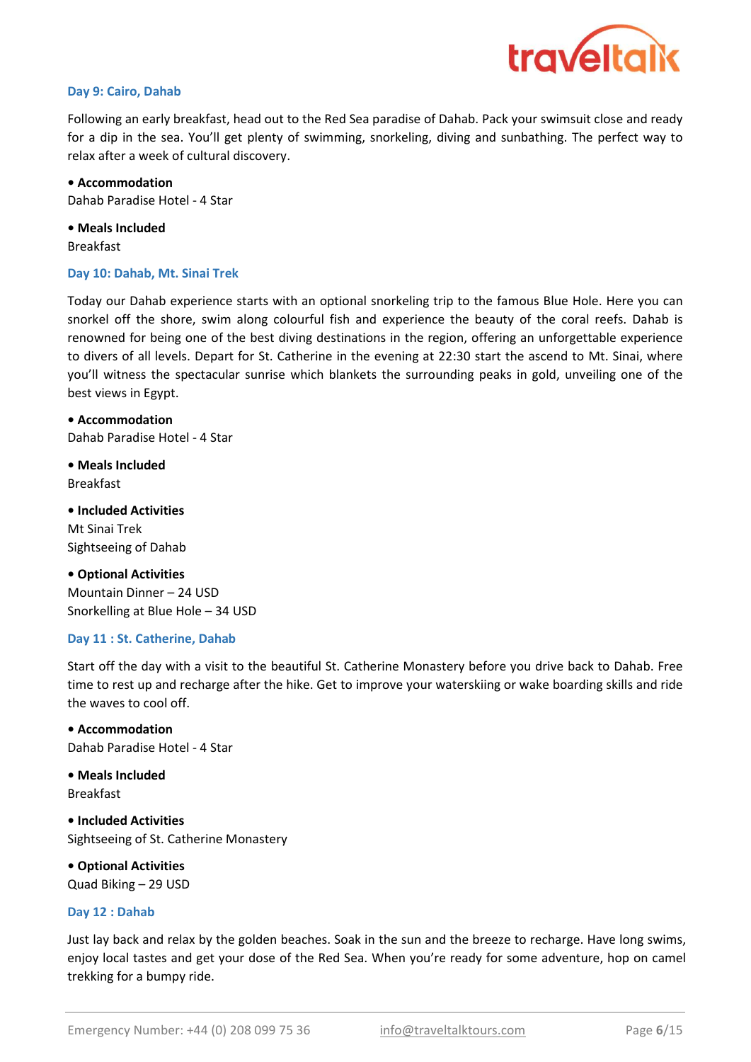### Day 9: Cairo, Dahab

Following an early breakfast, head out to the Red Sea paradise of Dahab. Pack your swimsuit close and ready for a dip in the sea. You'll get plenty of swimming, snorkeling, diving and sunbathing. The perfect way to relax after a week of cultural discovery.

**• Accommodation**
Dahab Paradise Hotel - 4 Star

**• Meals Included**
Breakfast

### Day 10: Dahab, Mt. Sinai Trek

Today our Dahab experience starts with an optional snorkeling trip to the famous Blue Hole. Here you can snorkel off the shore, swim along colourful fish and experience the beauty of the coral reefs. Dahab is renowned for being one of the best diving destinations in the region, offering an unforgettable experience to divers of all levels. Depart for St. Catherine in the evening at 22:30 start the ascend to Mt. Sinai, where you'll witness the spectacular sunrise which blankets the surrounding peaks in gold, unveiling one of the best views in Egypt.

**• Accommodation**
Dahab Paradise Hotel - 4 Star

**• Meals Included**
Breakfast

**• Included Activities**
Mt Sinai Trek
Sightseeing of Dahab

**• Optional Activities**
Mountain Dinner – 24 USD
Snorkelling at Blue Hole – 34 USD

### Day 11 : St. Catherine, Dahab

Start off the day with a visit to the beautiful St. Catherine Monastery before you drive back to Dahab. Free time to rest up and recharge after the hike. Get to improve your waterskiing or wake boarding skills and ride the waves to cool off.

**• Accommodation**
Dahab Paradise Hotel - 4 Star

**• Meals Included**
Breakfast

**• Included Activities**
Sightseeing of St. Catherine Monastery

**• Optional Activities**
Quad Biking – 29 USD

### Day 12 : Dahab

Just lay back and relax by the golden beaches. Soak in the sun and the breeze to recharge. Have long swims, enjoy local tastes and get your dose of the Red Sea. When you're ready for some adventure, hop on camel trekking for a bumpy ride.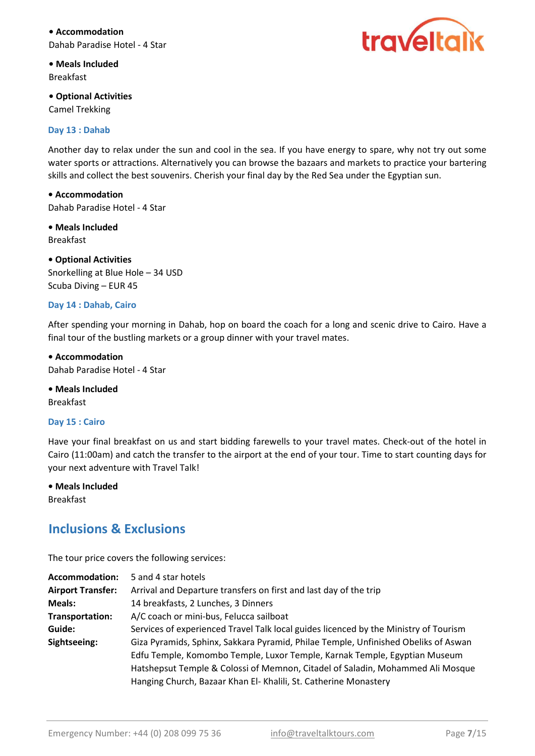**• Accommodation**
Dahab Paradise Hotel - 4 Star

**• Meals Included**
Breakfast

**• Optional Activities**
Camel Trekking

### Day 13 : Dahab

Another day to relax under the sun and cool in the sea. If you have energy to spare, why not try out some water sports or attractions. Alternatively you can browse the bazaars and markets to practice your bartering skills and collect the best souvenirs. Cherish your final day by the Red Sea under the Egyptian sun.

**• Accommodation**
Dahab Paradise Hotel - 4 Star

**• Meals Included**
Breakfast

**• Optional Activities**
Snorkelling at Blue Hole – 34 USD
Scuba Diving – EUR 45

### Day 14 : Dahab, Cairo

After spending your morning in Dahab, hop on board the coach for a long and scenic drive to Cairo. Have a final tour of the bustling markets or a group dinner with your travel mates.

**• Accommodation**
Dahab Paradise Hotel - 4 Star

**• Meals Included**
Breakfast

### Day 15 : Cairo

Have your final breakfast on us and start bidding farewells to your travel mates. Check-out of the hotel in Cairo (11:00am) and catch the transfer to the airport at the end of your tour. Time to start counting days for your next adventure with Travel Talk!

**• Meals Included**
Breakfast

## Inclusions & Exclusions

The tour price covers the following services:

| | |
|---|---|
| **Accommodation:** | 5 and 4 star hotels |
| **Airport Transfer:** | Arrival and Departure transfers on first and last day of the trip |
| **Meals:** | 14 breakfasts, 2 Lunches, 3 Dinners |
| **Transportation:** | A/C coach or mini-bus, Felucca sailboat |
| **Guide:** | Services of experienced Travel Talk local guides licenced by the Ministry of Tourism |
| **Sightseeing:** | Giza Pyramids, Sphinx, Sakkara Pyramid, Philae Temple, Unfinished Obeliks of Aswan Edfu Temple, Komombo Temple, Luxor Temple, Karnak Temple, Egyptian Museum Hatshepsut Temple & Colossi of Memnon, Citadel of Saladin, Mohammed Ali Mosque Hanging Church, Bazaar Khan El- Khalili, St. Catherine Monastery |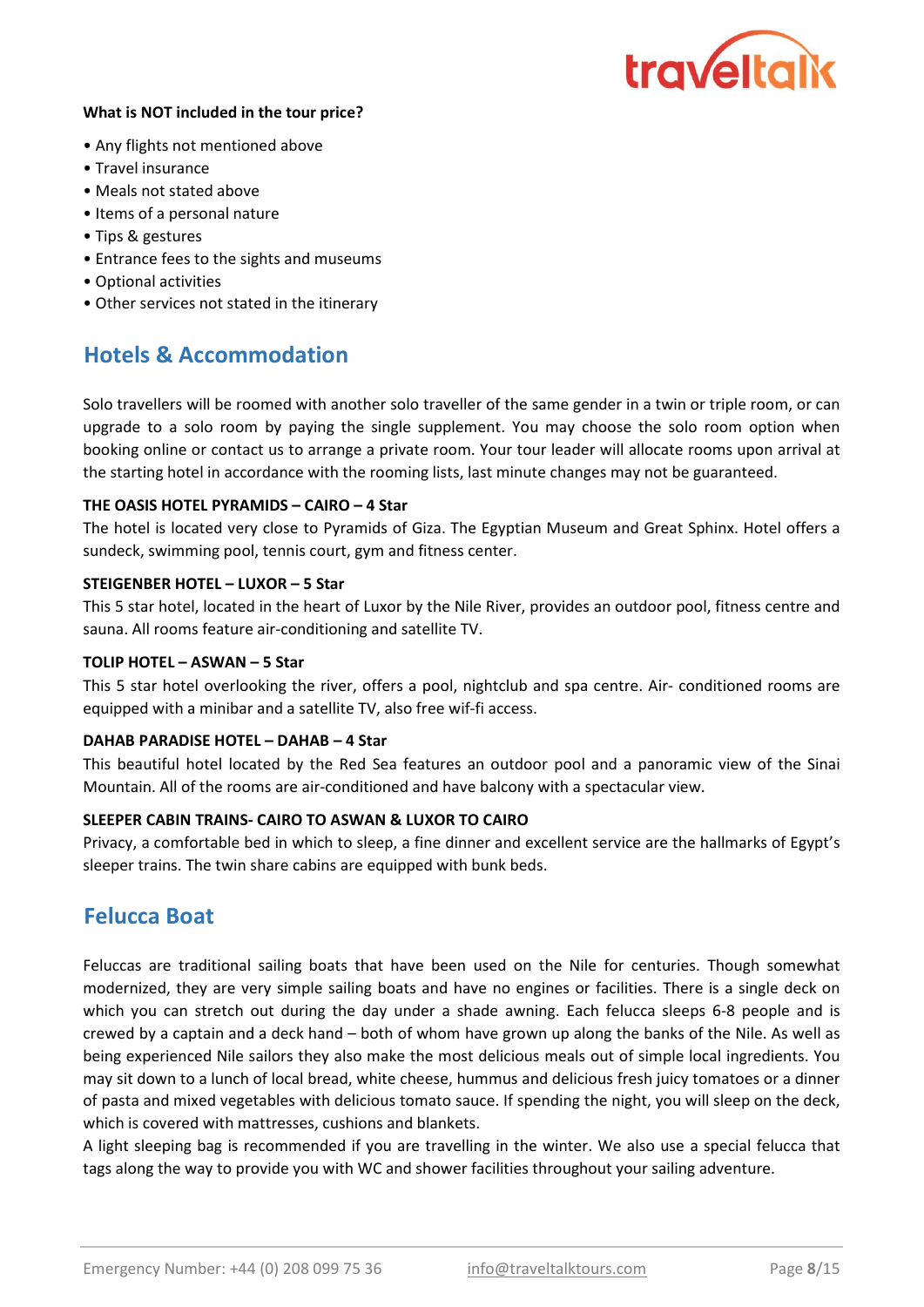**What is NOT included in the tour price?**

- Any flights not mentioned above
- Travel insurance
- Meals not stated above
- Items of a personal nature
- Tips & gestures
- Entrance fees to the sights and museums
- Optional activities
- Other services not stated in the itinerary

## Hotels & Accommodation

Solo travellers will be roomed with another solo traveller of the same gender in a twin or triple room, or can upgrade to a solo room by paying the single supplement. You may choose the solo room option when booking online or contact us to arrange a private room. Your tour leader will allocate rooms upon arrival at the starting hotel in accordance with the rooming lists, last minute changes may not be guaranteed.

**THE OASIS HOTEL PYRAMIDS – CAIRO – 4 Star**

The hotel is located very close to Pyramids of Giza. The Egyptian Museum and Great Sphinx. Hotel offers a sundeck, swimming pool, tennis court, gym and fitness center.

**STEIGENBER HOTEL – LUXOR – 5 Star**

This 5 star hotel, located in the heart of Luxor by the Nile River, provides an outdoor pool, fitness centre and sauna. All rooms feature air-conditioning and satellite TV.

**TOLIP HOTEL – ASWAN – 5 Star**

This 5 star hotel overlooking the river, offers a pool, nightclub and spa centre. Air- conditioned rooms are equipped with a minibar and a satellite TV, also free wif-fi access.

**DAHAB PARADISE HOTEL – DAHAB – 4 Star**

This beautiful hotel located by the Red Sea features an outdoor pool and a panoramic view of the Sinai Mountain. All of the rooms are air-conditioned and have balcony with a spectacular view.

**SLEEPER CABIN TRAINS- CAIRO TO ASWAN & LUXOR TO CAIRO**

Privacy, a comfortable bed in which to sleep, a fine dinner and excellent service are the hallmarks of Egypt's sleeper trains. The twin share cabins are equipped with bunk beds.

## Felucca Boat

Feluccas are traditional sailing boats that have been used on the Nile for centuries. Though somewhat modernized, they are very simple sailing boats and have no engines or facilities. There is a single deck on which you can stretch out during the day under a shade awning. Each felucca sleeps 6-8 people and is crewed by a captain and a deck hand – both of whom have grown up along the banks of the Nile. As well as being experienced Nile sailors they also make the most delicious meals out of simple local ingredients. You may sit down to a lunch of local bread, white cheese, hummus and delicious fresh juicy tomatoes or a dinner of pasta and mixed vegetables with delicious tomato sauce. If spending the night, you will sleep on the deck, which is covered with mattresses, cushions and blankets.

A light sleeping bag is recommended if you are travelling in the winter. We also use a special felucca that tags along the way to provide you with WC and shower facilities throughout your sailing adventure.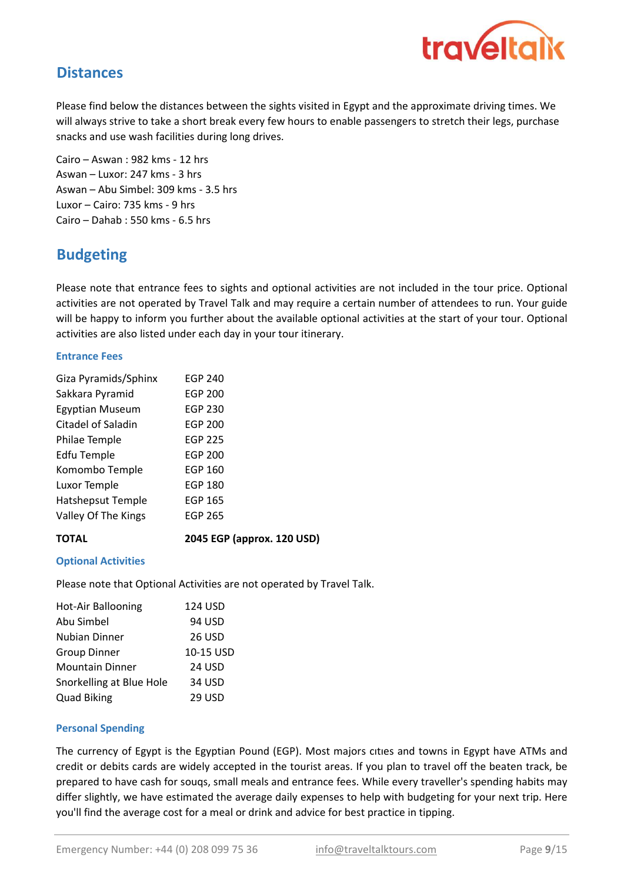## Distances

Please find below the distances between the sights visited in Egypt and the approximate driving times. We will always strive to take a short break every few hours to enable passengers to stretch their legs, purchase snacks and use wash facilities during long drives.

Cairo – Aswan : 982 kms - 12 hrs
Aswan – Luxor: 247 kms - 3 hrs
Aswan – Abu Simbel: 309 kms - 3.5 hrs
Luxor – Cairo: 735 kms - 9 hrs
Cairo – Dahab : 550 kms - 6.5 hrs

## Budgeting

Please note that entrance fees to sights and optional activities are not included in the tour price. Optional activities are not operated by Travel Talk and may require a certain number of attendees to run. Your guide will be happy to inform you further about the available optional activities at the start of your tour. Optional activities are also listed under each day in your tour itinerary.

### Entrance Fees

| | |
|---|---|
| Giza Pyramids/Sphinx | EGP 240 |
| Sakkara Pyramid | EGP 200 |
| Egyptian Museum | EGP 230 |
| Citadel of Saladin | EGP 200 |
| Philae Temple | EGP 225 |
| Edfu Temple | EGP 200 |
| Komombo Temple | EGP 160 |
| Luxor Temple | EGP 180 |
| Hatshepsut Temple | EGP 165 |
| Valley Of The Kings | EGP 265 |
| **TOTAL** | **2045 EGP (approx. 120 USD)** |

### Optional Activities

Please note that Optional Activities are not operated by Travel Talk.

| | |
|---|---|
| Hot-Air Ballooning | 124 USD |
| Abu Simbel | 94 USD |
| Nubian Dinner | 26 USD |
| Group Dinner | 10-15 USD |
| Mountain Dinner | 24 USD |
| Snorkelling at Blue Hole | 34 USD |
| Quad Biking | 29 USD |

### Personal Spending

The currency of Egypt is the Egyptian Pound (EGP). Most majors cıtıes and towns in Egypt have ATMs and credit or debits cards are widely accepted in the tourist areas. If you plan to travel off the beaten track, be prepared to have cash for souqs, small meals and entrance fees. While every traveller's spending habits may differ slightly, we have estimated the average daily expenses to help with budgeting for your next trip. Here you'll find the average cost for a meal or drink and advice for best practice in tipping.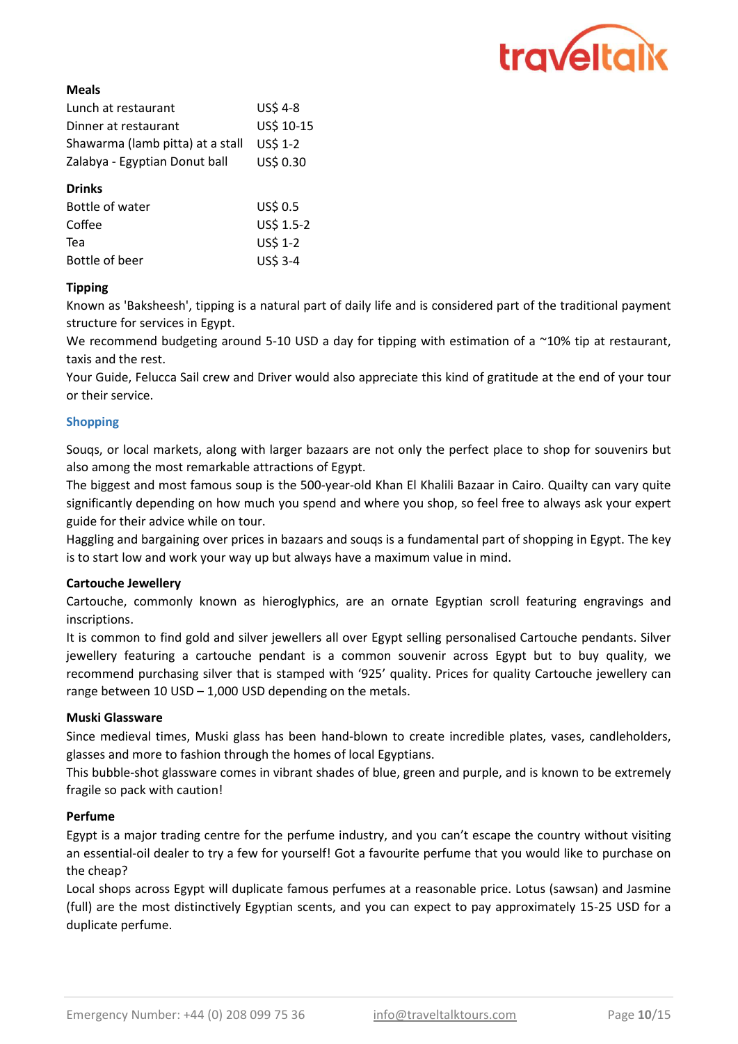**Meals**

| | |
|---|---|
| Lunch at restaurant | US$ 4-8 |
| Dinner at restaurant | US$ 10-15 |
| Shawarma (lamb pitta) at a stall | US$ 1-2 |
| Zalabya - Egyptian Donut ball | US$ 0.30 |

**Drinks**

| | |
|---|---|
| Bottle of water | US$ 0.5 |
| Coffee | US$ 1.5-2 |
| Tea | US$ 1-2 |
| Bottle of beer | US$ 3-4 |

**Tipping**

Known as 'Baksheesh', tipping is a natural part of daily life and is considered part of the traditional payment structure for services in Egypt.

We recommend budgeting around 5-10 USD a day for tipping with estimation of a ~10% tip at restaurant, taxis and the rest.

Your Guide, Felucca Sail crew and Driver would also appreciate this kind of gratitude at the end of your tour or their service.

## Shopping

Souqs, or local markets, along with larger bazaars are not only the perfect place to shop for souvenirs but also among the most remarkable attractions of Egypt.

The biggest and most famous soup is the 500-year-old Khan El Khalili Bazaar in Cairo. Quailty can vary quite significantly depending on how much you spend and where you shop, so feel free to always ask your expert guide for their advice while on tour.

Haggling and bargaining over prices in bazaars and souqs is a fundamental part of shopping in Egypt. The key is to start low and work your way up but always have a maximum value in mind.

**Cartouche Jewellery**

Cartouche, commonly known as hieroglyphics, are an ornate Egyptian scroll featuring engravings and inscriptions.

It is common to find gold and silver jewellers all over Egypt selling personalised Cartouche pendants. Silver jewellery featuring a cartouche pendant is a common souvenir across Egypt but to buy quality, we recommend purchasing silver that is stamped with '925' quality. Prices for quality Cartouche jewellery can range between 10 USD – 1,000 USD depending on the metals.

**Muski Glassware**

Since medieval times, Muski glass has been hand-blown to create incredible plates, vases, candleholders, glasses and more to fashion through the homes of local Egyptians.

This bubble-shot glassware comes in vibrant shades of blue, green and purple, and is known to be extremely fragile so pack with caution!

**Perfume**

Egypt is a major trading centre for the perfume industry, and you can't escape the country without visiting an essential-oil dealer to try a few for yourself! Got a favourite perfume that you would like to purchase on the cheap?

Local shops across Egypt will duplicate famous perfumes at a reasonable price. Lotus (sawsan) and Jasmine (full) are the most distinctively Egyptian scents, and you can expect to pay approximately 15-25 USD for a duplicate perfume.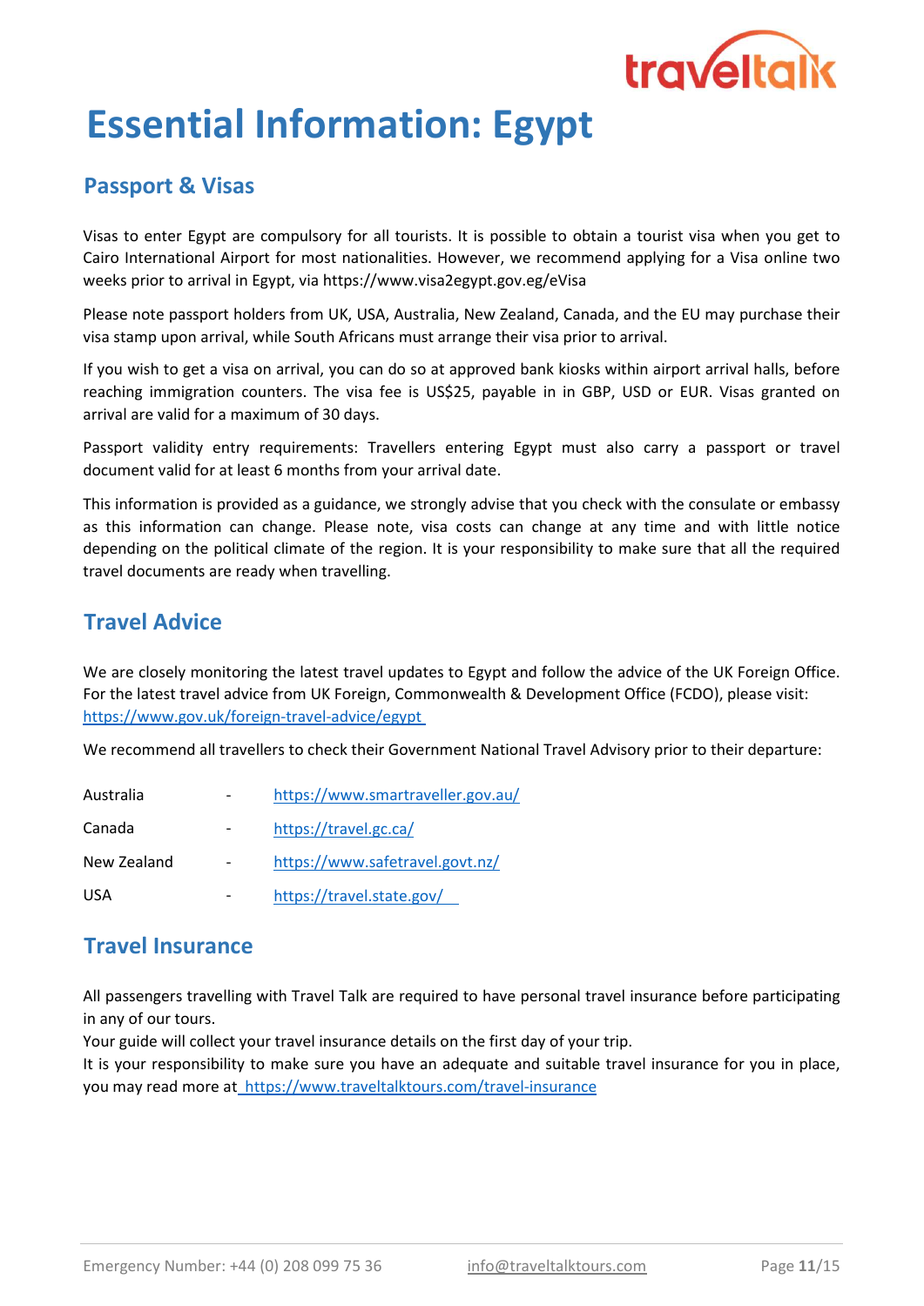# Essential Information: Egypt

## Passport & Visas

Visas to enter Egypt are compulsory for all tourists. It is possible to obtain a tourist visa when you get to Cairo International Airport for most nationalities. However, we recommend applying for a Visa online two weeks prior to arrival in Egypt, via https://www.visa2egypt.gov.eg/eVisa

Please note passport holders from UK, USA, Australia, New Zealand, Canada, and the EU may purchase their visa stamp upon arrival, while South Africans must arrange their visa prior to arrival.

If you wish to get a visa on arrival, you can do so at approved bank kiosks within airport arrival halls, before reaching immigration counters. The visa fee is US$25, payable in in GBP, USD or EUR. Visas granted on arrival are valid for a maximum of 30 days.

Passport validity entry requirements: Travellers entering Egypt must also carry a passport or travel document valid for at least 6 months from your arrival date.

This information is provided as a guidance, we strongly advise that you check with the consulate or embassy as this information can change. Please note, visa costs can change at any time and with little notice depending on the political climate of the region. It is your responsibility to make sure that all the required travel documents are ready when travelling.

## Travel Advice

We are closely monitoring the latest travel updates to Egypt and follow the advice of the UK Foreign Office. For the latest travel advice from UK Foreign, Commonwealth & Development Office (FCDO), please visit: https://www.gov.uk/foreign-travel-advice/egypt

We recommend all travellers to check their Government National Travel Advisory prior to their departure:

| | | |
|---|---|---|
| Australia | - | https://www.smartraveller.gov.au/ |
| Canada | - | https://travel.gc.ca/ |
| New Zealand | - | https://www.safetravel.govt.nz/ |
| USA | - | https://travel.state.gov/ |

## Travel Insurance

All passengers travelling with Travel Talk are required to have personal travel insurance before participating in any of our tours.
Your guide will collect your travel insurance details on the first day of your trip.
It is your responsibility to make sure you have an adequate and suitable travel insurance for you in place, you may read more at https://www.traveltalktours.com/travel-insurance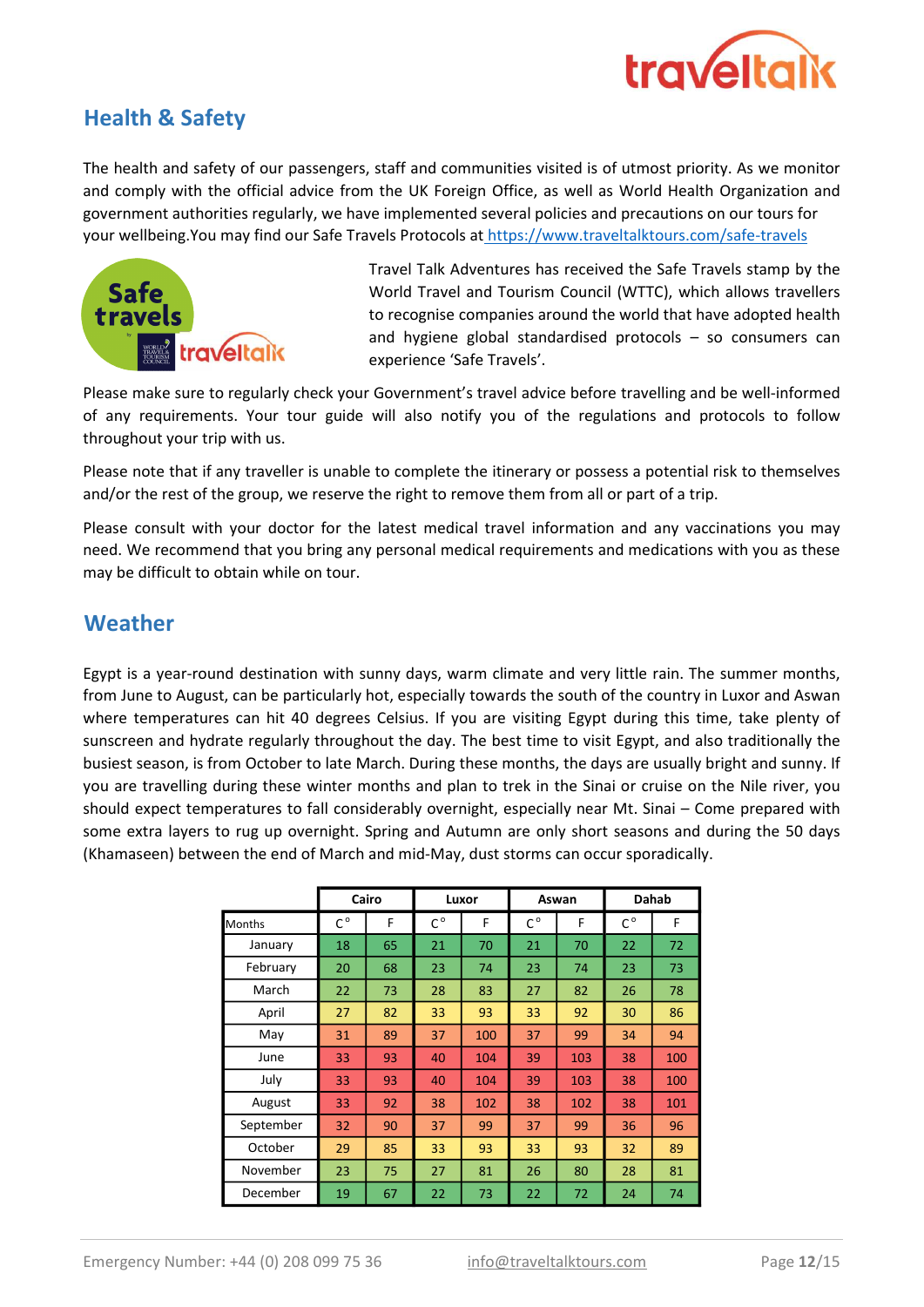## Health & Safety

The health and safety of our passengers, staff and communities visited is of utmost priority. As we monitor and comply with the official advice from the UK Foreign Office, as well as World Health Organization and government authorities regularly, we have implemented several policies and precautions on our tours for your wellbeing.You may find our Safe Travels Protocols at https://www.traveltalktours.com/safe-travels

Travel Talk Adventures has received the Safe Travels stamp by the World Travel and Tourism Council (WTTC), which allows travellers to recognise companies around the world that have adopted health and hygiene global standardised protocols – so consumers can experience 'Safe Travels'.

Please make sure to regularly check your Government's travel advice before travelling and be well-informed of any requirements. Your tour guide will also notify you of the regulations and protocols to follow throughout your trip with us.

Please note that if any traveller is unable to complete the itinerary or possess a potential risk to themselves and/or the rest of the group, we reserve the right to remove them from all or part of a trip.

Please consult with your doctor for the latest medical travel information and any vaccinations you may need. We recommend that you bring any personal medical requirements and medications with you as these may be difficult to obtain while on tour.

## Weather

Egypt is a year-round destination with sunny days, warm climate and very little rain. The summer months, from June to August, can be particularly hot, especially towards the south of the country in Luxor and Aswan where temperatures can hit 40 degrees Celsius. If you are visiting Egypt during this time, take plenty of sunscreen and hydrate regularly throughout the day. The best time to visit Egypt, and also traditionally the busiest season, is from October to late March. During these months, the days are usually bright and sunny. If you are travelling during these winter months and plan to trek in the Sinai or cruise on the Nile river, you should expect temperatures to fall considerably overnight, especially near Mt. Sinai – Come prepared with some extra layers to rug up overnight. Spring and Autumn are only short seasons and during the 50 days (Khamaseen) between the end of March and mid-May, dust storms can occur sporadically.

| | Cairo | | Luxor | | Aswan | | Dahab | |
|---|---|---|---|---|---|---|---|---|
| Months | C° | F | C° | F | C° | F | C° | F |
| January | 18 | 65 | 21 | 70 | 21 | 70 | 22 | 72 |
| February | 20 | 68 | 23 | 74 | 23 | 74 | 23 | 73 |
| March | 22 | 73 | 28 | 83 | 27 | 82 | 26 | 78 |
| April | 27 | 82 | 33 | 93 | 33 | 92 | 30 | 86 |
| May | 31 | 89 | 37 | 100 | 37 | 99 | 34 | 94 |
| June | 33 | 93 | 40 | 104 | 39 | 103 | 38 | 100 |
| July | 33 | 93 | 40 | 104 | 39 | 103 | 38 | 100 |
| August | 33 | 92 | 38 | 102 | 38 | 102 | 38 | 101 |
| September | 32 | 90 | 37 | 99 | 37 | 99 | 36 | 96 |
| October | 29 | 85 | 33 | 93 | 33 | 93 | 32 | 89 |
| November | 23 | 75 | 27 | 81 | 26 | 80 | 28 | 81 |
| December | 19 | 67 | 22 | 73 | 22 | 72 | 24 | 74 |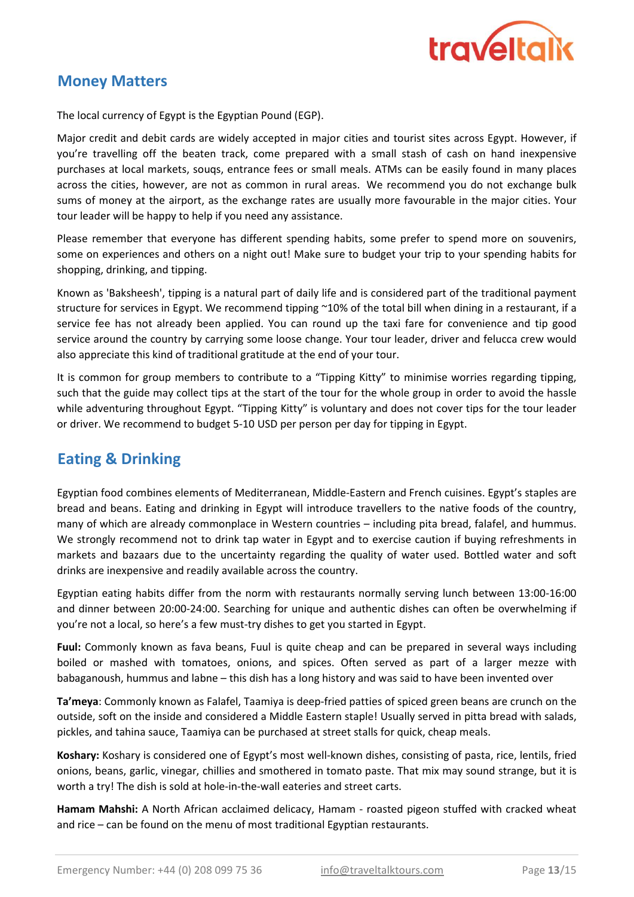## Money Matters

The local currency of Egypt is the Egyptian Pound (EGP).

Major credit and debit cards are widely accepted in major cities and tourist sites across Egypt. However, if you're travelling off the beaten track, come prepared with a small stash of cash on hand inexpensive purchases at local markets, souqs, entrance fees or small meals. ATMs can be easily found in many places across the cities, however, are not as common in rural areas. We recommend you do not exchange bulk sums of money at the airport, as the exchange rates are usually more favourable in the major cities. Your tour leader will be happy to help if you need any assistance.

Please remember that everyone has different spending habits, some prefer to spend more on souvenirs, some on experiences and others on a night out! Make sure to budget your trip to your spending habits for shopping, drinking, and tipping.

Known as 'Baksheesh', tipping is a natural part of daily life and is considered part of the traditional payment structure for services in Egypt. We recommend tipping ~10% of the total bill when dining in a restaurant, if a service fee has not already been applied. You can round up the taxi fare for convenience and tip good service around the country by carrying some loose change. Your tour leader, driver and felucca crew would also appreciate this kind of traditional gratitude at the end of your tour.

It is common for group members to contribute to a "Tipping Kitty" to minimise worries regarding tipping, such that the guide may collect tips at the start of the tour for the whole group in order to avoid the hassle while adventuring throughout Egypt. "Tipping Kitty" is voluntary and does not cover tips for the tour leader or driver. We recommend to budget 5-10 USD per person per day for tipping in Egypt.

## Eating & Drinking

Egyptian food combines elements of Mediterranean, Middle-Eastern and French cuisines. Egypt's staples are bread and beans. Eating and drinking in Egypt will introduce travellers to the native foods of the country, many of which are already commonplace in Western countries – including pita bread, falafel, and hummus. We strongly recommend not to drink tap water in Egypt and to exercise caution if buying refreshments in markets and bazaars due to the uncertainty regarding the quality of water used. Bottled water and soft drinks are inexpensive and readily available across the country.

Egyptian eating habits differ from the norm with restaurants normally serving lunch between 13:00-16:00 and dinner between 20:00-24:00. Searching for unique and authentic dishes can often be overwhelming if you're not a local, so here's a few must-try dishes to get you started in Egypt.

**Fuul:** Commonly known as fava beans, Fuul is quite cheap and can be prepared in several ways including boiled or mashed with tomatoes, onions, and spices. Often served as part of a larger mezze with babaganoush, hummus and labne – this dish has a long history and was said to have been invented over

**Ta'meya**: Commonly known as Falafel, Taamiya is deep-fried patties of spiced green beans are crunch on the outside, soft on the inside and considered a Middle Eastern staple! Usually served in pitta bread with salads, pickles, and tahina sauce, Taamiya can be purchased at street stalls for quick, cheap meals.

**Koshary:** Koshary is considered one of Egypt's most well-known dishes, consisting of pasta, rice, lentils, fried onions, beans, garlic, vinegar, chillies and smothered in tomato paste. That mix may sound strange, but it is worth a try! The dish is sold at hole-in-the-wall eateries and street carts.

**Hamam Mahshi:** A North African acclaimed delicacy, Hamam - roasted pigeon stuffed with cracked wheat and rice – can be found on the menu of most traditional Egyptian restaurants.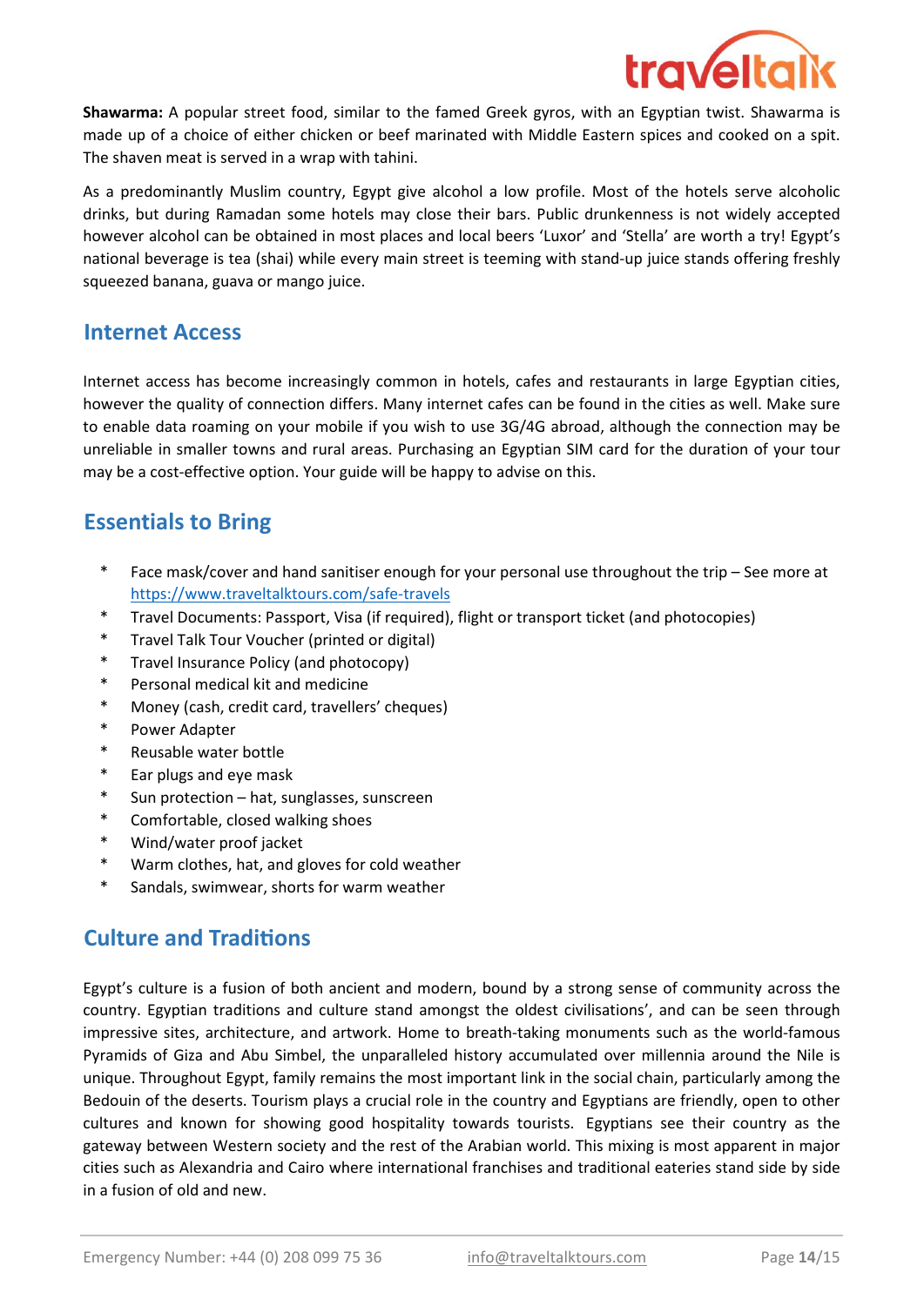**Shawarma:** A popular street food, similar to the famed Greek gyros, with an Egyptian twist. Shawarma is made up of a choice of either chicken or beef marinated with Middle Eastern spices and cooked on a spit. The shaven meat is served in a wrap with tahini.

As a predominantly Muslim country, Egypt give alcohol a low profile. Most of the hotels serve alcoholic drinks, but during Ramadan some hotels may close their bars. Public drunkenness is not widely accepted however alcohol can be obtained in most places and local beers 'Luxor' and 'Stella' are worth a try! Egypt's national beverage is tea (shai) while every main street is teeming with stand-up juice stands offering freshly squeezed banana, guava or mango juice.

## Internet Access

Internet access has become increasingly common in hotels, cafes and restaurants in large Egyptian cities, however the quality of connection differs. Many internet cafes can be found in the cities as well. Make sure to enable data roaming on your mobile if you wish to use 3G/4G abroad, although the connection may be unreliable in smaller towns and rural areas. Purchasing an Egyptian SIM card for the duration of your tour may be a cost-effective option. Your guide will be happy to advise on this.

## Essentials to Bring

- Face mask/cover and hand sanitiser enough for your personal use throughout the trip – See more at https://www.traveltalktours.com/safe-travels
- Travel Documents: Passport, Visa (if required), flight or transport ticket (and photocopies)
- Travel Talk Tour Voucher (printed or digital)
- Travel Insurance Policy (and photocopy)
- Personal medical kit and medicine
- Money (cash, credit card, travellers' cheques)
- Power Adapter
- Reusable water bottle
- Ear plugs and eye mask
- Sun protection – hat, sunglasses, sunscreen
- Comfortable, closed walking shoes
- Wind/water proof jacket
- Warm clothes, hat, and gloves for cold weather
- Sandals, swimwear, shorts for warm weather

## Culture and Traditions

Egypt's culture is a fusion of both ancient and modern, bound by a strong sense of community across the country. Egyptian traditions and culture stand amongst the oldest civilisations', and can be seen through impressive sites, architecture, and artwork. Home to breath-taking monuments such as the world-famous Pyramids of Giza and Abu Simbel, the unparalleled history accumulated over millennia around the Nile is unique. Throughout Egypt, family remains the most important link in the social chain, particularly among the Bedouin of the deserts. Tourism plays a crucial role in the country and Egyptians are friendly, open to other cultures and known for showing good hospitality towards tourists. Egyptians see their country as the gateway between Western society and the rest of the Arabian world. This mixing is most apparent in major cities such as Alexandria and Cairo where international franchises and traditional eateries stand side by side in a fusion of old and new.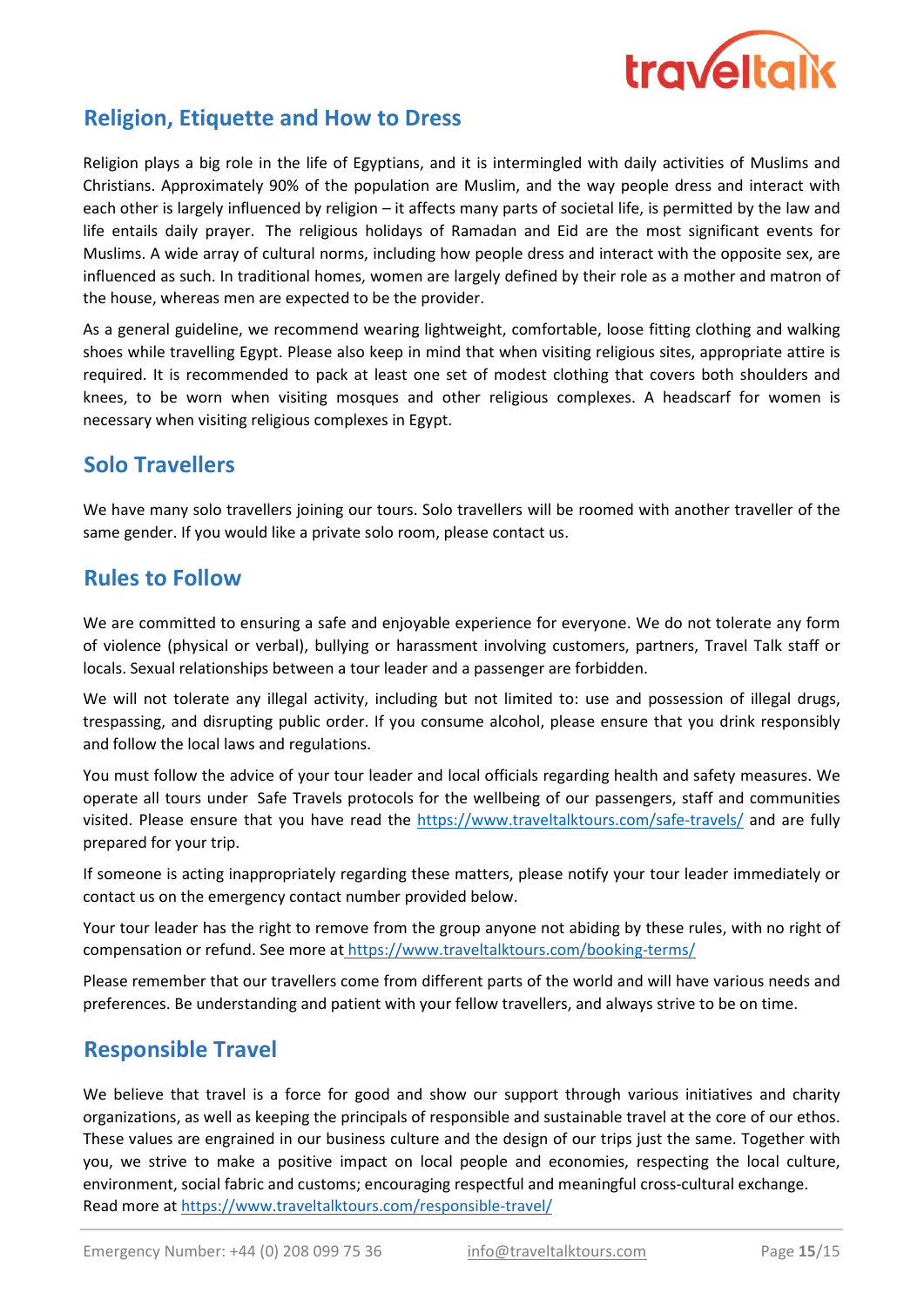## Religion, Etiquette and How to Dress

Religion plays a big role in the life of Egyptians, and it is intermingled with daily activities of Muslims and Christians. Approximately 90% of the population are Muslim, and the way people dress and interact with each other is largely influenced by religion – it affects many parts of societal life, is permitted by the law and life entails daily prayer. The religious holidays of Ramadan and Eid are the most significant events for Muslims. A wide array of cultural norms, including how people dress and interact with the opposite sex, are influenced as such. In traditional homes, women are largely defined by their role as a mother and matron of the house, whereas men are expected to be the provider.

As a general guideline, we recommend wearing lightweight, comfortable, loose fitting clothing and walking shoes while travelling Egypt. Please also keep in mind that when visiting religious sites, appropriate attire is required. It is recommended to pack at least one set of modest clothing that covers both shoulders and knees, to be worn when visiting mosques and other religious complexes. A headscarf for women is necessary when visiting religious complexes in Egypt.

## Solo Travellers

We have many solo travellers joining our tours. Solo travellers will be roomed with another traveller of the same gender. If you would like a private solo room, please contact us.

## Rules to Follow

We are committed to ensuring a safe and enjoyable experience for everyone. We do not tolerate any form of violence (physical or verbal), bullying or harassment involving customers, partners, Travel Talk staff or locals. Sexual relationships between a tour leader and a passenger are forbidden.

We will not tolerate any illegal activity, including but not limited to: use and possession of illegal drugs, trespassing, and disrupting public order. If you consume alcohol, please ensure that you drink responsibly and follow the local laws and regulations.

You must follow the advice of your tour leader and local officials regarding health and safety measures. We operate all tours under Safe Travels protocols for the wellbeing of our passengers, staff and communities visited. Please ensure that you have read the https://www.traveltalktours.com/safe-travels/ and are fully prepared for your trip.

If someone is acting inappropriately regarding these matters, please notify your tour leader immediately or contact us on the emergency contact number provided below.

Your tour leader has the right to remove from the group anyone not abiding by these rules, with no right of compensation or refund. See more at https://www.traveltalktours.com/booking-terms/

Please remember that our travellers come from different parts of the world and will have various needs and preferences. Be understanding and patient with your fellow travellers, and always strive to be on time.

## Responsible Travel

We believe that travel is a force for good and show our support through various initiatives and charity organizations, as well as keeping the principals of responsible and sustainable travel at the core of our ethos. These values are engrained in our business culture and the design of our trips just the same. Together with you, we strive to make a positive impact on local people and economies, respecting the local culture, environment, social fabric and customs; encouraging respectful and meaningful cross-cultural exchange.
Read more at https://www.traveltalktours.com/responsible-travel/